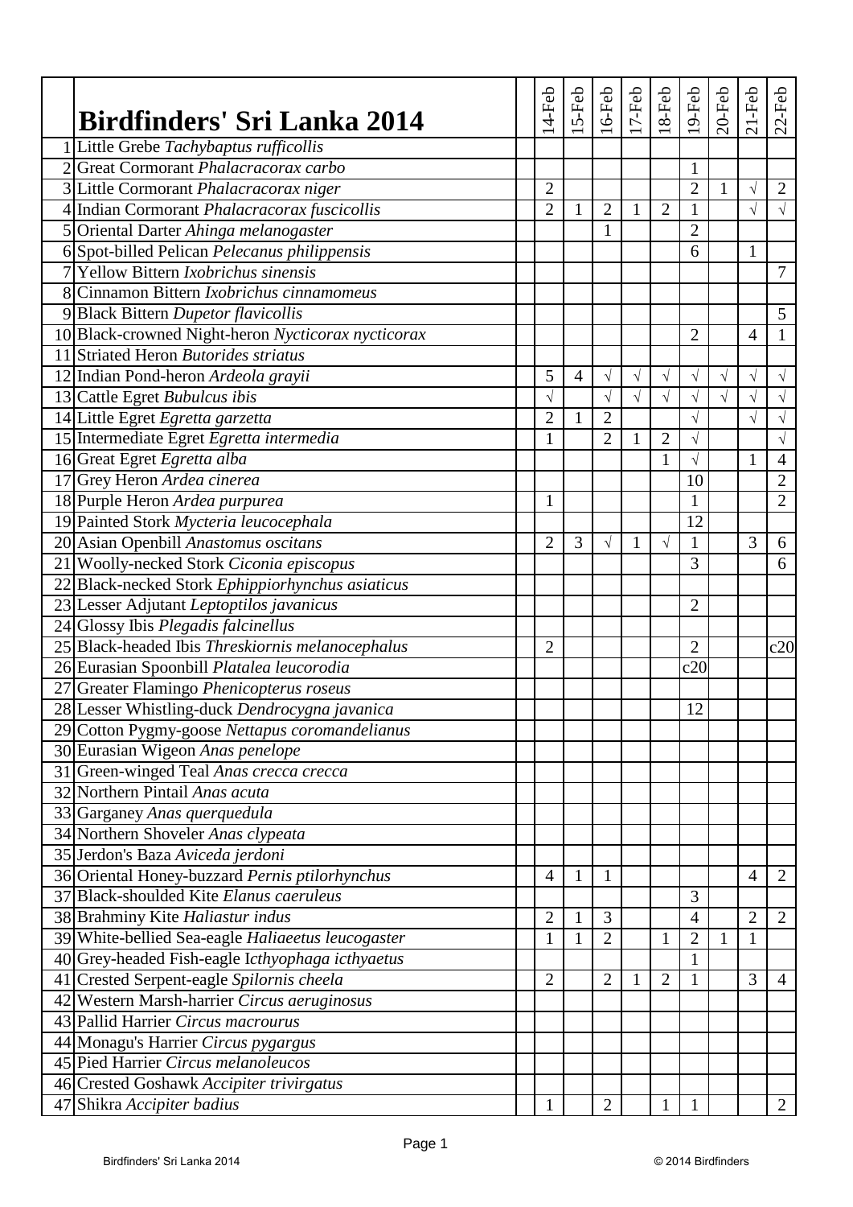| | Birdfinders' Sri Lanka 2014 | | 14-Feb | 15-Feb | 16-Feb | 17-Feb | 18-Feb | 19-Feb | 20-Feb | 21-Feb | 22-Feb |
|---|---|---|---|---|---|---|---|---|---|---|---|
| 1 | Little Grebe *Tachybaptus rufficollis* | | | | | | | | | | |
| 2 | Great Cormorant *Phalacracorax carbo* | | | | | | | 1 | | | |
| 3 | Little Cormorant *Phalacracorax niger* | | 2 | | | | | 2 | 1 | √ | 2 |
| 4 | Indian Cormorant *Phalacracorax fuscicollis* | | 2 | 1 | 2 | 1 | 2 | 1 | | √ | √ |
| 5 | Oriental Darter *Ahinga melanogaster* | | | | 1 | | | 2 | | | |
| 6 | Spot-billed Pelican *Pelecanus philippensis* | | | | | | | 6 | | 1 | |
| 7 | Yellow Bittern *Ixobrichus sinensis* | | | | | | | | | | 7 |
| 8 | Cinnamon Bittern *Ixobrichus cinnamomeus* | | | | | | | | | | |
| 9 | Black Bittern *Dupetor flavicollis* | | | | | | | | | | 5 |
| 10 | Black-crowned Night-heron *Nycticorax nycticorax* | | | | | | | 2 | | 4 | 1 |
| 11 | Striated Heron *Butorides striatus* | | | | | | | | | | |
| 12 | Indian Pond-heron *Ardeola grayii* | | 5 | 4 | √ | √ | √ | √ | √ | √ | √ |
| 13 | Cattle Egret *Bubulcus ibis* | | √ | | √ | √ | √ | √ | √ | √ | √ |
| 14 | Little Egret *Egretta garzetta* | | 2 | 1 | 2 | | | √ | | √ | √ |
| 15 | Intermediate Egret *Egretta intermedia* | | 1 | | 2 | 1 | 2 | √ | | | √ |
| 16 | Great Egret *Egretta alba* | | | | | | 1 | √ | | 1 | 4 |
| 17 | Grey Heron *Ardea cinerea* | | | | | | | 10 | | | 2 |
| 18 | Purple Heron *Ardea purpurea* | | 1 | | | | | 1 | | | 2 |
| 19 | Painted Stork *Mycteria leucocephala* | | | | | | | 12 | | | |
| 20 | Asian Openbill *Anastomus oscitans* | | 2 | 3 | √ | 1 | √ | 1 | | 3 | 6 |
| 21 | Woolly-necked Stork *Ciconia episcopus* | | | | | | | 3 | | | 6 |
| 22 | Black-necked Stork *Ephippiorhynchus asiaticus* | | | | | | | | | | |
| 23 | Lesser Adjutant *Leptoptilos javanicus* | | | | | | | 2 | | | |
| 24 | Glossy Ibis *Plegadis falcinellus* | | | | | | | | | | |
| 25 | Black-headed Ibis *Threskiornis melanocephalus* | | 2 | | | | | 2 | | | c20 |
| 26 | Eurasian Spoonbill *Platalea leucorodia* | | | | | | | c20 | | | |
| 27 | Greater Flamingo *Phenicopterus roseus* | | | | | | | | | | |
| 28 | Lesser Whistling-duck *Dendrocygna javanica* | | | | | | | 12 | | | |
| 29 | Cotton Pygmy-goose *Nettapus coromandelianus* | | | | | | | | | | |
| 30 | Eurasian Wigeon *Anas penelope* | | | | | | | | | | |
| 31 | Green-winged Teal *Anas crecca crecca* | | | | | | | | | | |
| 32 | Northern Pintail *Anas acuta* | | | | | | | | | | |
| 33 | Garganey *Anas querquedula* | | | | | | | | | | |
| 34 | Northern Shoveler *Anas clypeata* | | | | | | | | | | |
| 35 | Jerdon's Baza *Aviceda jerdoni* | | | | | | | | | | |
| 36 | Oriental Honey-buzzard *Pernis ptilorhynchus* | | 4 | 1 | 1 | | | | | 4 | 2 |
| 37 | Black-shoulded Kite *Elanus caeruleus* | | | | | | | 3 | | | |
| 38 | Brahminy Kite *Haliastur indus* | | 2 | 1 | 3 | | | 4 | | 2 | 2 |
| 39 | White-bellied Sea-eagle *Haliaeetus leucogaster* | | 1 | 1 | 2 | | 1 | 2 | 1 | 1 | |
| 40 | Grey-headed Fish-eagle I*cthyophaga icthyaetus* | | | | | | | 1 | | | |
| 41 | Crested Serpent-eagle *Spilornis cheela* | | 2 | | 2 | 1 | 2 | 1 | | 3 | 4 |
| 42 | Western Marsh-harrier *Circus aeruginosus* | | | | | | | | | | |
| 43 | Pallid Harrier *Circus macrourus* | | | | | | | | | | |
| 44 | Monagu's Harrier *Circus pygargus* | | | | | | | | | | |
| 45 | Pied Harrier *Circus melanoleucos* | | | | | | | | | | |
| 46 | Crested Goshawk *Accipiter trivirgatus* | | | | | | | | | | |
| 47 | Shikra *Accipiter badius* | | 1 | | 2 | | 1 | 1 | | | 2 |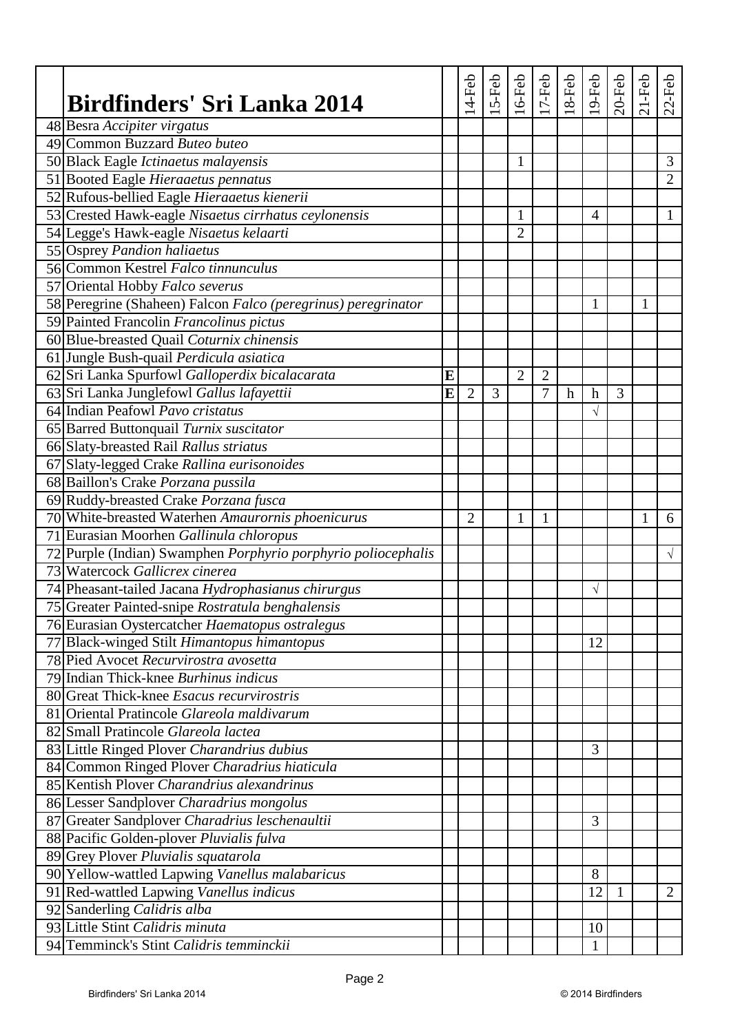| | Birdfinders' Sri Lanka 2014 | | 14-Feb | 15-Feb | 16-Feb | 17-Feb | 18-Feb | 19-Feb | 20-Feb | 21-Feb | 22-Feb |
|---|---|---|---|---|---|---|---|---|---|---|---|
| 48 | Besra *Accipiter virgatus* | | | | | | | | | | |
| 49 | Common Buzzard *Buteo buteo* | | | | | | | | | | |
| 50 | Black Eagle *Ictinaetus malayensis* | | | | 1 | | | | | | 3 |
| 51 | Booted Eagle *Hieraaetus pennatus* | | | | | | | | | | 2 |
| 52 | Rufous-bellied Eagle *Hieraaetus kienerii* | | | | | | | | | | |
| 53 | Crested Hawk-eagle *Nisaetus cirrhatus ceylonensis* | | | | 1 | | | 4 | | | 1 |
| 54 | Legge's Hawk-eagle *Nisaetus kelaarti* | | | | 2 | | | | | | |
| 55 | Osprey *Pandion haliaetus* | | | | | | | | | | |
| 56 | Common Kestrel *Falco tinnunculus* | | | | | | | | | | |
| 57 | Oriental Hobby *Falco severus* | | | | | | | | | | |
| 58 | Peregrine (Shaheen) Falcon *Falco (peregrinus) peregrinator* | | | | | | | 1 | | 1 | |
| 59 | Painted Francolin *Francolinus pictus* | | | | | | | | | | |
| 60 | Blue-breasted Quail *Coturnix chinensis* | | | | | | | | | | |
| 61 | Jungle Bush-quail *Perdicula asiatica* | | | | | | | | | | |
| 62 | Sri Lanka Spurfowl *Galloperdix bicalacarata* | **E** | | | 2 | 2 | | | | | |
| 63 | Sri Lanka Junglefowl *Gallus lafayettii* | **E** | 2 | 3 | | 7 | h | h | 3 | | |
| 64 | Indian Peafowl *Pavo cristatus* | | | | | | | √ | | | |
| 65 | Barred Buttonquail *Turnix suscitator* | | | | | | | | | | |
| 66 | Slaty-breasted Rail *Rallus striatus* | | | | | | | | | | |
| 67 | Slaty-legged Crake *Rallina eurisonoides* | | | | | | | | | | |
| 68 | Baillon's Crake *Porzana pussila* | | | | | | | | | | |
| 69 | Ruddy-breasted Crake *Porzana fusca* | | | | | | | | | | |
| 70 | White-breasted Waterhen *Amaurornis phoenicurus* | | 2 | | 1 | 1 | | | | 1 | 6 |
| 71 | Eurasian Moorhen *Gallinula chloropus* | | | | | | | | | | |
| 72 | Purple (Indian) Swamphen *Porphyrio porphyrio poliocephalis* | | | | | | | | | | √ |
| 73 | Watercock *Gallicrex cinerea* | | | | | | | | | | |
| 74 | Pheasant-tailed Jacana *Hydrophasianus chirurgus* | | | | | | | √ | | | |
| 75 | Greater Painted-snipe *Rostratula benghalensis* | | | | | | | | | | |
| 76 | Eurasian Oystercatcher *Haematopus ostralegus* | | | | | | | | | | |
| 77 | Black-winged Stilt *Himantopus himantopus* | | | | | | | 12 | | | |
| 78 | Pied Avocet *Recurvirostra avosetta* | | | | | | | | | | |
| 79 | Indian Thick-knee *Burhinus indicus* | | | | | | | | | | |
| 80 | Great Thick-knee *Esacus recurvirostris* | | | | | | | | | | |
| 81 | Oriental Pratincole *Glareola maldivarum* | | | | | | | | | | |
| 82 | Small Pratincole *Glareola lactea* | | | | | | | | | | |
| 83 | Little Ringed Plover *Charandrius dubius* | | | | | | | 3 | | | |
| 84 | Common Ringed Plover *Charadrius hiaticula* | | | | | | | | | | |
| 85 | Kentish Plover *Charandrius alexandrinus* | | | | | | | | | | |
| 86 | Lesser Sandplover *Charadrius mongolus* | | | | | | | | | | |
| 87 | Greater Sandplover *Charadrius leschenaultii* | | | | | | | 3 | | | |
| 88 | Pacific Golden-plover *Pluvialis fulva* | | | | | | | | | | |
| 89 | Grey Plover *Pluvialis squatarola* | | | | | | | | | | |
| 90 | Yellow-wattled Lapwing *Vanellus malabaricus* | | | | | | | 8 | | | |
| 91 | Red-wattled Lapwing *Vanellus indicus* | | | | | | | 12 | 1 | | 2 |
| 92 | Sanderling *Calidris alba* | | | | | | | | | | |
| 93 | Little Stint *Calidris minuta* | | | | | | | 10 | | | |
| 94 | Temminck's Stint *Calidris temminckii* | | | | | | | 1 | | | |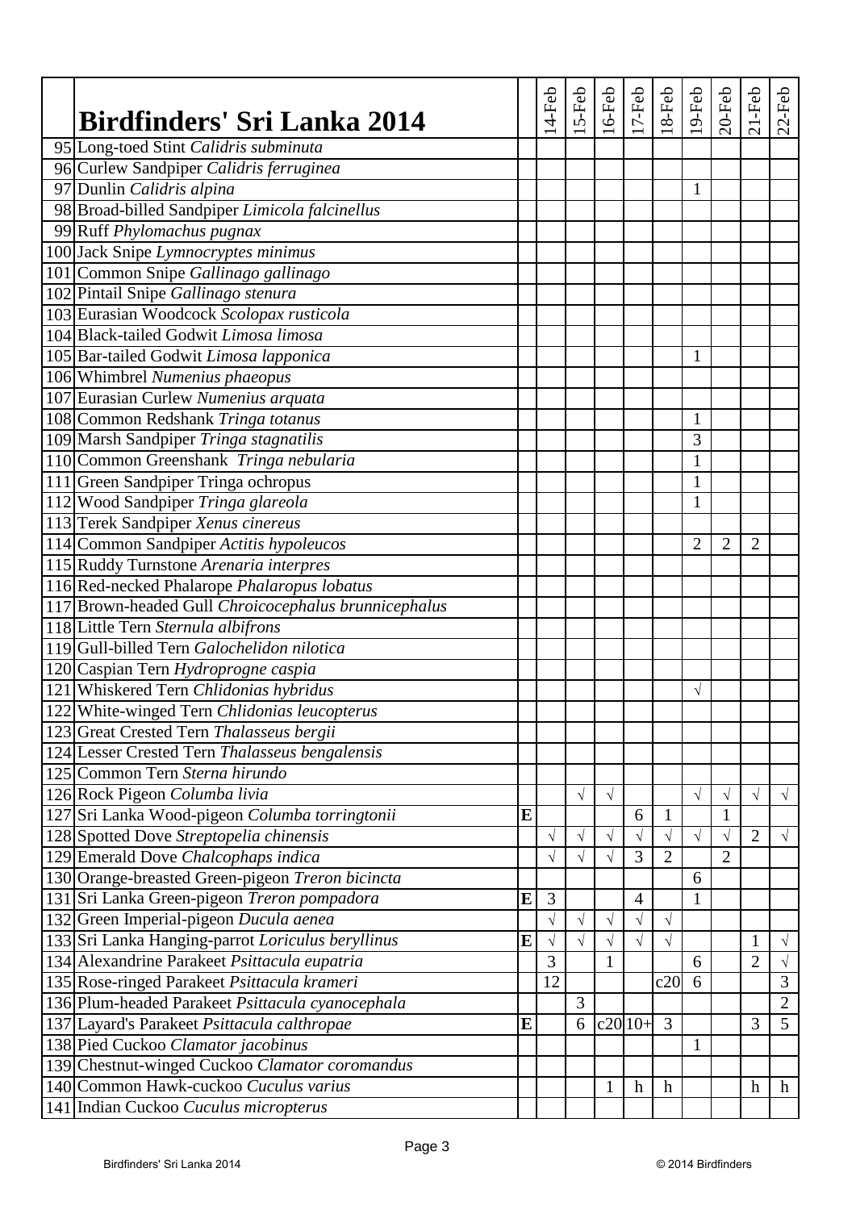| | Birdfinders' Sri Lanka 2014 | | 14-Feb | 15-Feb | 16-Feb | 17-Feb | 18-Feb | 19-Feb | 20-Feb | 21-Feb | 22-Feb |
|---|---|---|---|---|---|---|---|---|---|---|---|
| 95 | Long-toed Stint *Calidris subminuta* | | | | | | | | | | |
| 96 | Curlew Sandpiper *Calidris ferruginea* | | | | | | | | | | |
| 97 | Dunlin *Calidris alpina* | | | | | | | 1 | | | |
| 98 | Broad-billed Sandpiper *Limicola falcinellus* | | | | | | | | | | |
| 99 | Ruff *Phylomachus pugnax* | | | | | | | | | | |
| 100 | Jack Snipe *Lymnocryptes minimus* | | | | | | | | | | |
| 101 | Common Snipe *Gallinago gallinago* | | | | | | | | | | |
| 102 | Pintail Snipe *Gallinago stenura* | | | | | | | | | | |
| 103 | Eurasian Woodcock *Scolopax rusticola* | | | | | | | | | | |
| 104 | Black-tailed Godwit *Limosa limosa* | | | | | | | | | | |
| 105 | Bar-tailed Godwit *Limosa lapponica* | | | | | | | 1 | | | |
| 106 | Whimbrel *Numenius phaeopus* | | | | | | | | | | |
| 107 | Eurasian Curlew *Numenius arquata* | | | | | | | | | | |
| 108 | Common Redshank *Tringa totanus* | | | | | | | 1 | | | |
| 109 | Marsh Sandpiper *Tringa stagnatilis* | | | | | | | 3 | | | |
| 110 | Common Greenshank *Tringa nebularia* | | | | | | | 1 | | | |
| 111 | Green Sandpiper Tringa ochropus | | | | | | | 1 | | | |
| 112 | Wood Sandpiper *Tringa glareola* | | | | | | | 1 | | | |
| 113 | Terek Sandpiper *Xenus cinereus* | | | | | | | | | | |
| 114 | Common Sandpiper *Actitis hypoleucos* | | | | | | | 2 | 2 | 2 | |
| 115 | Ruddy Turnstone *Arenaria interpres* | | | | | | | | | | |
| 116 | Red-necked Phalarope *Phalaropus lobatus* | | | | | | | | | | |
| 117 | Brown-headed Gull *Chroicocephalus brunnicephalus* | | | | | | | | | | |
| 118 | Little Tern *Sternula albifrons* | | | | | | | | | | |
| 119 | Gull-billed Tern *Galochelidon nilotica* | | | | | | | | | | |
| 120 | Caspian Tern *Hydroprogne caspia* | | | | | | | | | | |
| 121 | Whiskered Tern *Chlidonias hybridus* | | | | | | | √ | | | |
| 122 | White-winged Tern *Chlidonias leucopterus* | | | | | | | | | | |
| 123 | Great Crested Tern *Thalasseus bergii* | | | | | | | | | | |
| 124 | Lesser Crested Tern *Thalasseus bengalensis* | | | | | | | | | | |
| 125 | Common Tern *Sterna hirundo* | | | | | | | | | | |
| 126 | Rock Pigeon *Columba livia* | | | √ | √ | | | √ | √ | √ | √ |
| 127 | Sri Lanka Wood-pigeon *Columba torringtonii* | E | | | | 6 | 1 | | 1 | | |
| 128 | Spotted Dove *Streptopelia chinensis* | | √ | √ | √ | √ | √ | √ | √ | 2 | √ |
| 129 | Emerald Dove *Chalcophaps indica* | | √ | √ | √ | 3 | 2 | | 2 | | |
| 130 | Orange-breasted Green-pigeon *Treron bicincta* | | | | | | | 6 | | | |
| 131 | Sri Lanka Green-pigeon *Treron pompadora* | E | 3 | | | 4 | | 1 | | | |
| 132 | Green Imperial-pigeon *Ducula aenea* | | √ | √ | √ | √ | √ | | | | |
| 133 | Sri Lanka Hanging-parrot *Loriculus beryllinus* | E | √ | √ | √ | √ | √ | | | 1 | √ |
| 134 | Alexandrine Parakeet *Psittacula eupatria* | | 3 | | 1 | | | 6 | | 2 | √ |
| 135 | Rose-ringed Parakeet *Psittacula krameri* | | 12 | | | | c20 | 6 | | | 3 |
| 136 | Plum-headed Parakeet *Psittacula cyanocephala* | | | 3 | | | | | | | 2 |
| 137 | Layard's Parakeet *Psittacula calthropae* | E | | 6 | c20 | 10+ | 3 | | | 3 | 5 |
| 138 | Pied Cuckoo *Clamator jacobinus* | | | | | | | 1 | | | |
| 139 | Chestnut-winged Cuckoo *Clamator coromandus* | | | | | | | | | | |
| 140 | Common Hawk-cuckoo *Cuculus varius* | | | | 1 | h | h | | | h | h |
| 141 | Indian Cuckoo *Cuculus micropterus* | | | | | | | | | | |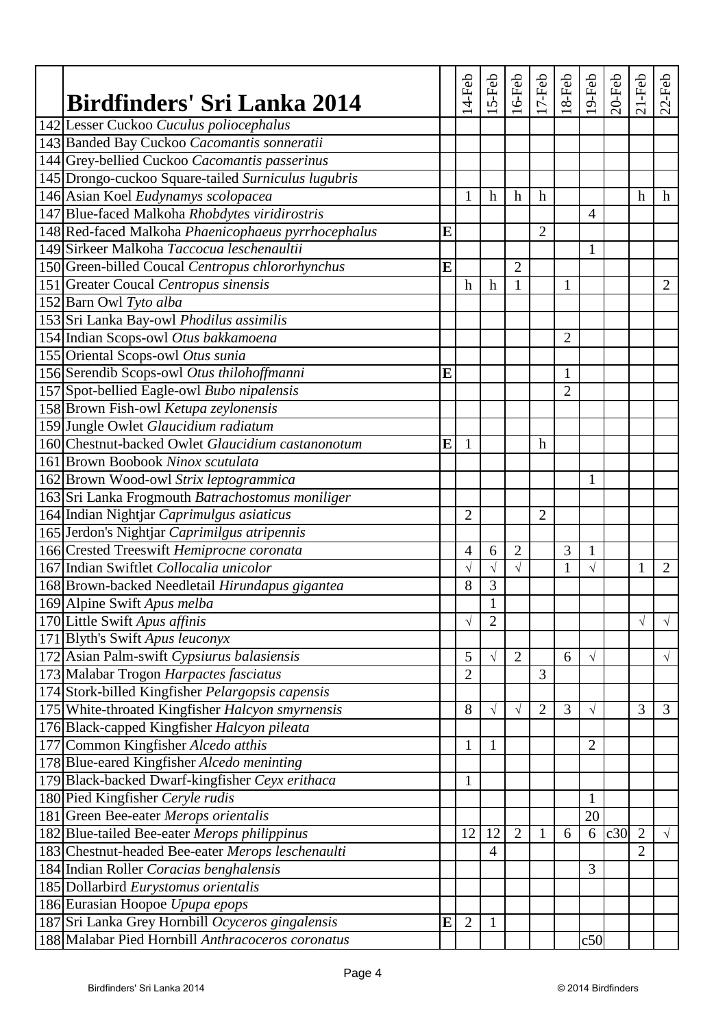| | Birdfinders' Sri Lanka 2014 | | 14-Feb | 15-Feb | 16-Feb | 17-Feb | 18-Feb | 19-Feb | 20-Feb | 21-Feb | 22-Feb |
|---|---|---|---|---|---|---|---|---|---|---|---|
| 142 | Lesser Cuckoo *Cuculus poliocephalus* | | | | | | | | | | |
| 143 | Banded Bay Cuckoo *Cacomantis sonneratii* | | | | | | | | | | |
| 144 | Grey-bellied Cuckoo *Cacomantis passerinus* | | | | | | | | | | |
| 145 | Drongo-cuckoo Square-tailed *Surniculus lugubris* | | | | | | | | | | |
| 146 | Asian Koel *Eudynamys scolopacea* | | 1 | h | h | h | | | | h | h |
| 147 | Blue-faced Malkoha *Rhobdytes viridirostris* | | | | | | | 4 | | | |
| 148 | Red-faced Malkoha *Phaenicophaeus pyrrhocephalus* | **E** | | | | 2 | | | | | |
| 149 | Sirkeer Malkoha *Taccocua leschenaultii* | | | | | | | 1 | | | |
| 150 | Green-billed Coucal *Centropus chlororhynchus* | **E** | | | 2 | | | | | | |
| 151 | Greater Coucal *Centropus sinensis* | | h | h | 1 | | 1 | | | | 2 |
| 152 | Barn Owl *Tyto alba* | | | | | | | | | | |
| 153 | Sri Lanka Bay-owl *Phodilus assimilis* | | | | | | | | | | |
| 154 | Indian Scops-owl *Otus bakkamoena* | | | | | | 2 | | | | |
| 155 | Oriental Scops-owl *Otus sunia* | | | | | | | | | | |
| 156 | Serendib Scops-owl *Otus thilohoffmanni* | **E** | | | | | 1 | | | | |
| 157 | Spot-bellied Eagle-owl *Bubo nipalensis* | | | | | | 2 | | | | |
| 158 | Brown Fish-owl *Ketupa zeylonensis* | | | | | | | | | | |
| 159 | Jungle Owlet *Glaucidium radiatum* | | | | | | | | | | |
| 160 | Chestnut-backed Owlet *Glaucidium castanonotum* | **E** | 1 | | | h | | | | | |
| 161 | Brown Boobook *Ninox scutulata* | | | | | | | | | | |
| 162 | Brown Wood-owl *Strix leptogrammica* | | | | | | | 1 | | | |
| 163 | Sri Lanka Frogmouth *Batrachostomus moniliger* | | | | | | | | | | |
| 164 | Indian Nightjar *Caprimulgus asiaticus* | | 2 | | | 2 | | | | | |
| 165 | Jerdon's Nightjar *Caprimilgus atripennis* | | | | | | | | | | |
| 166 | Crested Treeswift *Hemiprocne coronata* | | 4 | 6 | 2 | | 3 | 1 | | | |
| 167 | Indian Swiftlet *Collocalia unicolor* | | √ | √ | √ | | 1 | √ | | 1 | 2 |
| 168 | Brown-backed Needletail *Hirundapus gigantea* | | 8 | 3 | | | | | | | |
| 169 | Alpine Swift *Apus melba* | | | 1 | | | | | | | |
| 170 | Little Swift *Apus affinis* | | √ | 2 | | | | | | √ | √ |
| 171 | Blyth's Swift *Apus leuconyx* | | | | | | | | | | |
| 172 | Asian Palm-swift *Cypsiurus balasiensis* | | 5 | √ | 2 | | 6 | √ | | | √ |
| 173 | Malabar Trogon *Harpactes fasciatus* | | 2 | | | 3 | | | | | |
| 174 | Stork-billed Kingfisher *Pelargopsis capensis* | | | | | | | | | | |
| 175 | White-throated Kingfisher *Halcyon smyrnensis* | | 8 | √ | √ | 2 | 3 | √ | | 3 | 3 |
| 176 | Black-capped Kingfisher *Halcyon pileata* | | | | | | | | | | |
| 177 | Common Kingfisher *Alcedo atthis* | | 1 | 1 | | | | 2 | | | |
| 178 | Blue-eared Kingfisher *Alcedo meninting* | | | | | | | | | | |
| 179 | Black-backed Dwarf-kingfisher *Ceyx erithaca* | | 1 | | | | | | | | |
| 180 | Pied Kingfisher *Ceryle rudis* | | | | | | | 1 | | | |
| 181 | Green Bee-eater *Merops orientalis* | | | | | | | 20 | | | |
| 182 | Blue-tailed Bee-eater *Merops philippinus* | | 12 | 12 | 2 | 1 | 6 | 6 | c30 | 2 | √ |
| 183 | Chestnut-headed Bee-eater *Merops leschenaulti* | | | 4 | | | | | | 2 | |
| 184 | Indian Roller *Coracias benghalensis* | | | | | | | 3 | | | |
| 185 | Dollarbird *Eurystomus orientalis* | | | | | | | | | | |
| 186 | Eurasian Hoopoe *Upupa epops* | | | | | | | | | | |
| 187 | Sri Lanka Grey Hornbill *Ocyceros gingalensis* | **E** | 2 | 1 | | | | | | | |
| 188 | Malabar Pied Hornbill *Anthracoceros coronatus* | | | | | | | c50 | | | |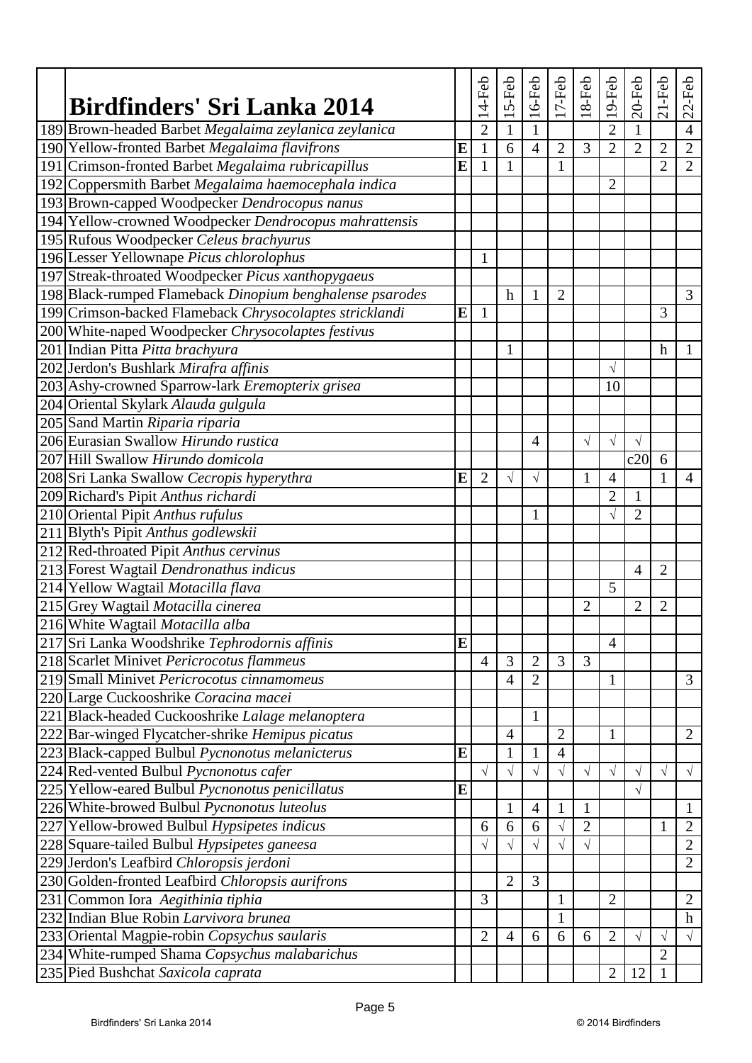| | Birdfinders' Sri Lanka 2014 | | 14-Feb | 15-Feb | 16-Feb | 17-Feb | 18-Feb | 19-Feb | 20-Feb | 21-Feb | 22-Feb |
|---|---|---|---|---|---|---|---|---|---|---|---|
| 189 | Brown-headed Barbet *Megalaima zeylanica zeylanica* | | 2 | 1 | 1 | | | 2 | 1 | | 4 |
| 190 | Yellow-fronted Barbet *Megalaima flavifrons* | **E** | 1 | 6 | 4 | 2 | 3 | 2 | 2 | 2 | 2 |
| 191 | Crimson-fronted Barbet *Megalaima rubricapillus* | **E** | 1 | 1 | | 1 | | | | 2 | 2 |
| 192 | Coppersmith Barbet *Megalaima haemocephala indica* | | | | | | | 2 | | | |
| 193 | Brown-capped Woodpecker *Dendrocopus nanus* | | | | | | | | | | |
| 194 | Yellow-crowned Woodpecker *Dendrocopus mahrattensis* | | | | | | | | | | |
| 195 | Rufous Woodpecker *Celeus brachyurus* | | | | | | | | | | |
| 196 | Lesser Yellownape *Picus chlorolophus* | | 1 | | | | | | | | |
| 197 | Streak-throated Woodpecker *Picus xanthopygaeus* | | | | | | | | | | |
| 198 | Black-rumped Flameback *Dinopium benghalense psarodes* | | | h | 1 | 2 | | | | | 3 |
| 199 | Crimson-backed Flameback *Chrysocolaptes stricklandi* | **E** | 1 | | | | | | | 3 | |
| 200 | White-naped Woodpecker *Chrysocolaptes festivus* | | | | | | | | | | |
| 201 | Indian Pitta *Pitta brachyura* | | | 1 | | | | | | h | 1 |
| 202 | Jerdon's Bushlark *Mirafra affinis* | | | | | | | √ | | | |
| 203 | Ashy-crowned Sparrow-lark *Eremopterix grisea* | | | | | | | 10 | | | |
| 204 | Oriental Skylark *Alauda gulgula* | | | | | | | | | | |
| 205 | Sand Martin *Riparia riparia* | | | | | | | | | | |
| 206 | Eurasian Swallow *Hirundo rustica* | | | | 4 | | √ | √ | √ | | |
| 207 | Hill Swallow *Hirundo domicola* | | | | | | | | c20 | 6 | |
| 208 | Sri Lanka Swallow *Cecropis hyperythra* | **E** | 2 | √ | √ | | 1 | 4 | | 1 | 4 |
| 209 | Richard's Pipit *Anthus richardi* | | | | | | | 2 | 1 | | |
| 210 | Oriental Pipit *Anthus rufulus* | | | | 1 | | | √ | 2 | | |
| 211 | Blyth's Pipit *Anthus godlewskii* | | | | | | | | | | |
| 212 | Red-throated Pipit *Anthus cervinus* | | | | | | | | | | |
| 213 | Forest Wagtail *Dendronathus indicus* | | | | | | | | 4 | 2 | |
| 214 | Yellow Wagtail *Motacilla flava* | | | | | | | 5 | | | |
| 215 | Grey Wagtail *Motacilla cinerea* | | | | | | 2 | | 2 | 2 | |
| 216 | White Wagtail *Motacilla alba* | | | | | | | | | | |
| 217 | Sri Lanka Woodshrike *Tephrodornis affinis* | **E** | | | | | | 4 | | | |
| 218 | Scarlet Minivet *Pericrocotus flammeus* | | 4 | 3 | 2 | 3 | 3 | | | | |
| 219 | Small Minivet *Pericrocotus cinnamomeus* | | | 4 | 2 | | | 1 | | | 3 |
| 220 | Large Cuckooshrike *Coracina macei* | | | | | | | | | | |
| 221 | Black-headed Cuckooshrike *Lalage melanoptera* | | | | 1 | | | | | | |
| 222 | Bar-winged Flycatcher-shrike *Hemipus picatus* | | | 4 | | 2 | | 1 | | | 2 |
| 223 | Black-capped Bulbul *Pycnonotus melanicterus* | **E** | | 1 | 1 | 4 | | | | | |
| 224 | Red-vented Bulbul *Pycnonotus cafer* | | √ | √ | √ | √ | √ | √ | √ | √ | √ |
| 225 | Yellow-eared Bulbul *Pycnonotus penicillatus* | **E** | | | | | | | √ | | |
| 226 | White-browed Bulbul *Pycnonotus luteolus* | | | 1 | 4 | 1 | 1 | | | | 1 |
| 227 | Yellow-browed Bulbul *Hypsipetes indicus* | | 6 | 6 | 6 | √ | 2 | | | 1 | 2 |
| 228 | Square-tailed Bulbul *Hypsipetes ganeesa* | | √ | √ | √ | √ | √ | | | | 2 |
| 229 | Jerdon's Leafbird *Chloropsis jerdoni* | | | | | | | | | | 2 |
| 230 | Golden-fronted Leafbird *Chloropsis aurifrons* | | | 2 | 3 | | | | | | |
| 231 | Common Iora *Aegithinia tiphia* | | 3 | | | 1 | | 2 | | | 2 |
| 232 | Indian Blue Robin *Larvivora brunea* | | | | | 1 | | | | | h |
| 233 | Oriental Magpie-robin *Copsychus saularis* | | 2 | 4 | 6 | 6 | 6 | 2 | √ | √ | √ |
| 234 | White-rumped Shama *Copsychus malabarichus* | | | | | | | | | 2 | |
| 235 | Pied Bushchat *Saxicola caprata* | | | | | | | 2 | 12 | 1 | |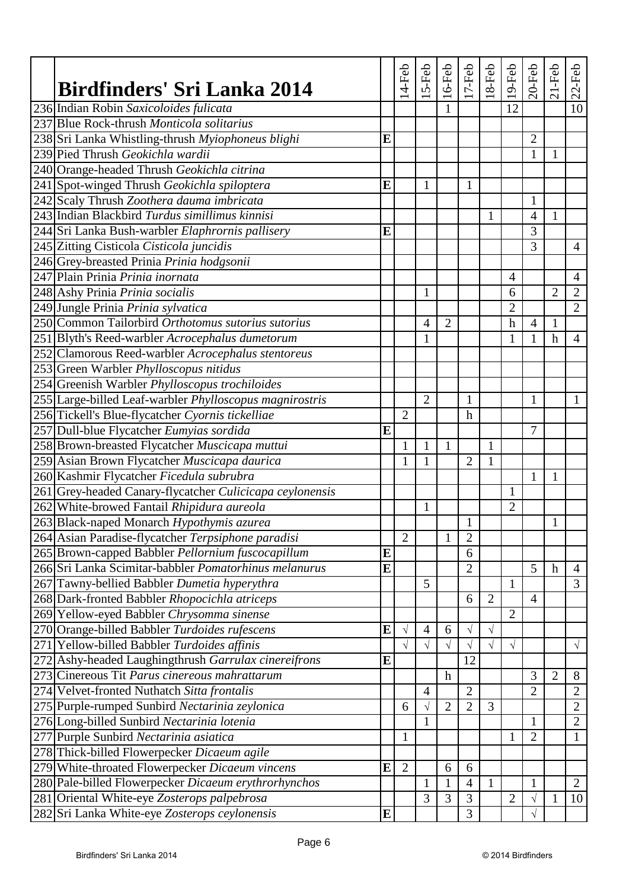| | Birdfinders' Sri Lanka 2014 | | 14-Feb | 15-Feb | 16-Feb | 17-Feb | 18-Feb | 19-Feb | 20-Feb | 21-Feb | 22-Feb |
|---|---|---|---|---|---|---|---|---|---|---|---|
| 236 | Indian Robin *Saxicoloides fulicata* | | | | 1 | | | 12 | | | 10 |
| 237 | Blue Rock-thrush *Monticola solitarius* | | | | | | | | | | |
| 238 | Sri Lanka Whistling-thrush *Myiophoneus blighi* | **E** | | | | | | | 2 | | |
| 239 | Pied Thrush *Geokichla wardii* | | | | | | | | 1 | 1 | |
| 240 | Orange-headed Thrush *Geokichla citrina* | | | | | | | | | | |
| 241 | Spot-winged Thrush *Geokichla spiloptera* | **E** | | 1 | | 1 | | | | | |
| 242 | Scaly Thrush *Zoothera dauma imbricata* | | | | | | | | 1 | | |
| 243 | Indian Blackbird *Turdus simillimus kinnisi* | | | | | | 1 | | 4 | 1 | |
| 244 | Sri Lanka Bush-warbler *Elaphrornis pallisery* | **E** | | | | | | | 3 | | |
| 245 | Zitting Cisticola *Cisticola juncidis* | | | | | | | | 3 | | 4 |
| 246 | Grey-breasted Prinia *Prinia hodgsonii* | | | | | | | | | | |
| 247 | Plain Prinia *Prinia inornata* | | | | | | | 4 | | | 4 |
| 248 | Ashy Prinia *Prinia socialis* | | | 1 | | | | 6 | | 2 | 2 |
| 249 | Jungle Prinia *Prinia sylvatica* | | | | | | | 2 | | | 2 |
| 250 | Common Tailorbird *Orthotomus sutorius sutorius* | | | 4 | 2 | | | h | 4 | 1 | |
| 251 | Blyth's Reed-warbler *Acrocephalus dumetorum* | | | 1 | | | | 1 | 1 | h | 4 |
| 252 | Clamorous Reed-warbler *Acrocephalus stentoreus* | | | | | | | | | | |
| 253 | Green Warbler *Phylloscopus nitidus* | | | | | | | | | | |
| 254 | Greenish Warbler *Phylloscopus trochiloides* | | | | | | | | | | |
| 255 | Large-billed Leaf-warbler *Phylloscopus magnirostris* | | | 2 | | 1 | | | 1 | | 1 |
| 256 | Tickell's Blue-flycatcher *Cyornis tickelliae* | | 2 | | | h | | | | | |
| 257 | Dull-blue Flycatcher *Eumyias sordida* | **E** | | | | | | | 7 | | |
| 258 | Brown-breasted Flycatcher *Muscicapa muttui* | | 1 | 1 | 1 | | 1 | | | | |
| 259 | Asian Brown Flycatcher *Muscicapa daurica* | | 1 | 1 | | 2 | 1 | | | | |
| 260 | Kashmir Flycatcher *Ficedula subrubra* | | | | | | | | 1 | 1 | |
| 261 | Grey-headed Canary-flycatcher *Culicicapa ceylonensis* | | | | | | | 1 | | | |
| 262 | White-browed Fantail *Rhipidura aureola* | | | 1 | | | | 2 | | | |
| 263 | Black-naped Monarch *Hypothymis azurea* | | | | | 1 | | | | 1 | |
| 264 | Asian Paradise-flycatcher *Terpsiphone paradisi* | | 2 | | 1 | 2 | | | | | |
| 265 | Brown-capped Babbler *Pellornium fuscocapillum* | **E** | | | | 6 | | | | | |
| 266 | Sri Lanka Scimitar-babbler *Pomatorhinus melanurus* | **E** | | | | 2 | | | 5 | h | 4 |
| 267 | Tawny-bellied Babbler *Dumetia hyperythra* | | | 5 | | | | 1 | | | 3 |
| 268 | Dark-fronted Babbler *Rhopocichla atriceps* | | | | | 6 | 2 | | 4 | | |
| 269 | Yellow-eyed Babbler *Chrysomma sinense* | | | | | | | 2 | | | |
| 270 | Orange-billed Babbler *Turdoides rufescens* | **E** | √ | 4 | 6 | √ | √ | | | | |
| 271 | Yellow-billed Babbler *Turdoides affinis* | | √ | √ | √ | √ | √ | √ | | | √ |
| 272 | Ashy-headed Laughingthrush *Garrulax cinereifrons* | **E** | | | | 12 | | | | | |
| 273 | Cinereous Tit *Parus cinereous mahrattarum* | | | | h | | | | 3 | 2 | 8 |
| 274 | Velvet-fronted Nuthatch *Sitta frontalis* | | | 4 | | 2 | | | 2 | | 2 |
| 275 | Purple-rumped Sunbird *Nectarinia zeylonica* | | 6 | √ | 2 | 2 | 3 | | | | 2 |
| 276 | Long-billed Sunbird *Nectarinia lotenia* | | | 1 | | | | | 1 | | 2 |
| 277 | Purple Sunbird *Nectarinia asiatica* | | 1 | | | | | 1 | 2 | | 1 |
| 278 | Thick-billed Flowerpecker *Dicaeum agile* | | | | | | | | | | |
| 279 | White-throated Flowerpecker *Dicaeum vincens* | **E** | 2 | | 6 | 6 | | | | | |
| 280 | Pale-billed Flowerpecker *Dicaeum erythrorhynchos* | | | 1 | 1 | 4 | 1 | | 1 | | 2 |
| 281 | Oriental White-eye *Zosterops palpebrosa* | | | 3 | 3 | 3 | | 2 | √ | 1 | 10 |
| 282 | Sri Lanka White-eye *Zosterops ceylonensis* | **E** | | | | 3 | | | √ | | |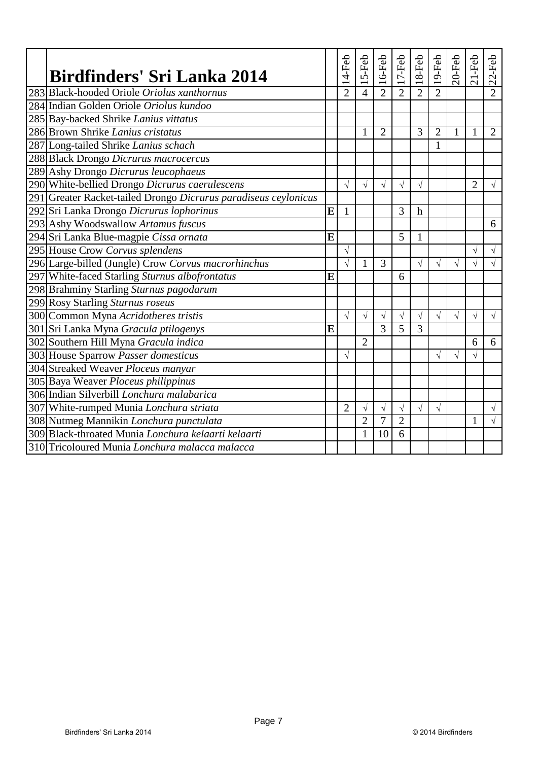| | Birdfinders' Sri Lanka 2014 | | 14-Feb | 15-Feb | 16-Feb | 17-Feb | 18-Feb | 19-Feb | 20-Feb | 21-Feb | 22-Feb |
|---|---|---|---|---|---|---|---|---|---|---|---|
| 283 | Black-hooded Oriole *Oriolus xanthornus* | | 2 | 4 | 2 | 2 | 2 | 2 | | | 2 |
| 284 | Indian Golden Oriole *Oriolus kundoo* | | | | | | | | | | |
| 285 | Bay-backed Shrike *Lanius vittatus* | | | | | | | | | | |
| 286 | Brown Shrike *Lanius cristatus* | | | 1 | 2 | | 3 | 2 | 1 | 1 | 2 |
| 287 | Long-tailed Shrike *Lanius schach* | | | | | | | 1 | | | |
| 288 | Black Drongo *Dicrurus macrocercus* | | | | | | | | | | |
| 289 | Ashy Drongo *Dicrurus leucophaeus* | | | | | | | | | | |
| 290 | White-bellied Drongo *Dicrurus caerulescens* | | √ | √ | √ | √ | √ | | | 2 | √ |
| 291 | Greater Racket-tailed Drongo *Dicrurus paradiseus ceylonicus* | | | | | | | | | | |
| 292 | Sri Lanka Drongo *Dicrurus lophorinus* | **E** | 1 | | | 3 | h | | | | |
| 293 | Ashy Woodswallow *Artamus fuscus* | | | | | | | | | | 6 |
| 294 | Sri Lanka Blue-magpie *Cissa ornata* | **E** | | | | 5 | 1 | | | | |
| 295 | House Crow *Corvus splendens* | | √ | | | | | | | √ | √ |
| 296 | Large-billed (Jungle) Crow *Corvus macrorhinchus* | | √ | 1 | 3 | | √ | √ | √ | √ | √ |
| 297 | White-faced Starling *Sturnus albofrontatus* | **E** | | | | 6 | | | | | |
| 298 | Brahminy Starling *Sturnus pagodarum* | | | | | | | | | | |
| 299 | Rosy Starling *Sturnus roseus* | | | | | | | | | | |
| 300 | Common Myna *Acridotheres tristis* | | √ | √ | √ | √ | √ | √ | √ | √ | √ |
| 301 | Sri Lanka Myna *Gracula ptilogenys* | **E** | | | 3 | 5 | 3 | | | | |
| 302 | Southern Hill Myna *Gracula indica* | | | 2 | | | | | | 6 | 6 |
| 303 | House Sparrow *Passer domesticus* | | √ | | | | | √ | √ | √ | |
| 304 | Streaked Weaver *Ploceus manyar* | | | | | | | | | | |
| 305 | Baya Weaver *Ploceus philippinus* | | | | | | | | | | |
| 306 | Indian Silverbill *Lonchura malabarica* | | | | | | | | | | |
| 307 | White-rumped Munia *Lonchura striata* | | 2 | √ | √ | √ | √ | √ | | | √ |
| 308 | Nutmeg Mannikin *Lonchura punctulata* | | | 2 | 7 | 2 | | | | 1 | √ |
| 309 | Black-throated Munia *Lonchura kelaarti kelaarti* | | | 1 | 10 | 6 | | | | | |
| 310 | Tricoloured Munia *Lonchura malacca malacca* | | | | | | | | | | |